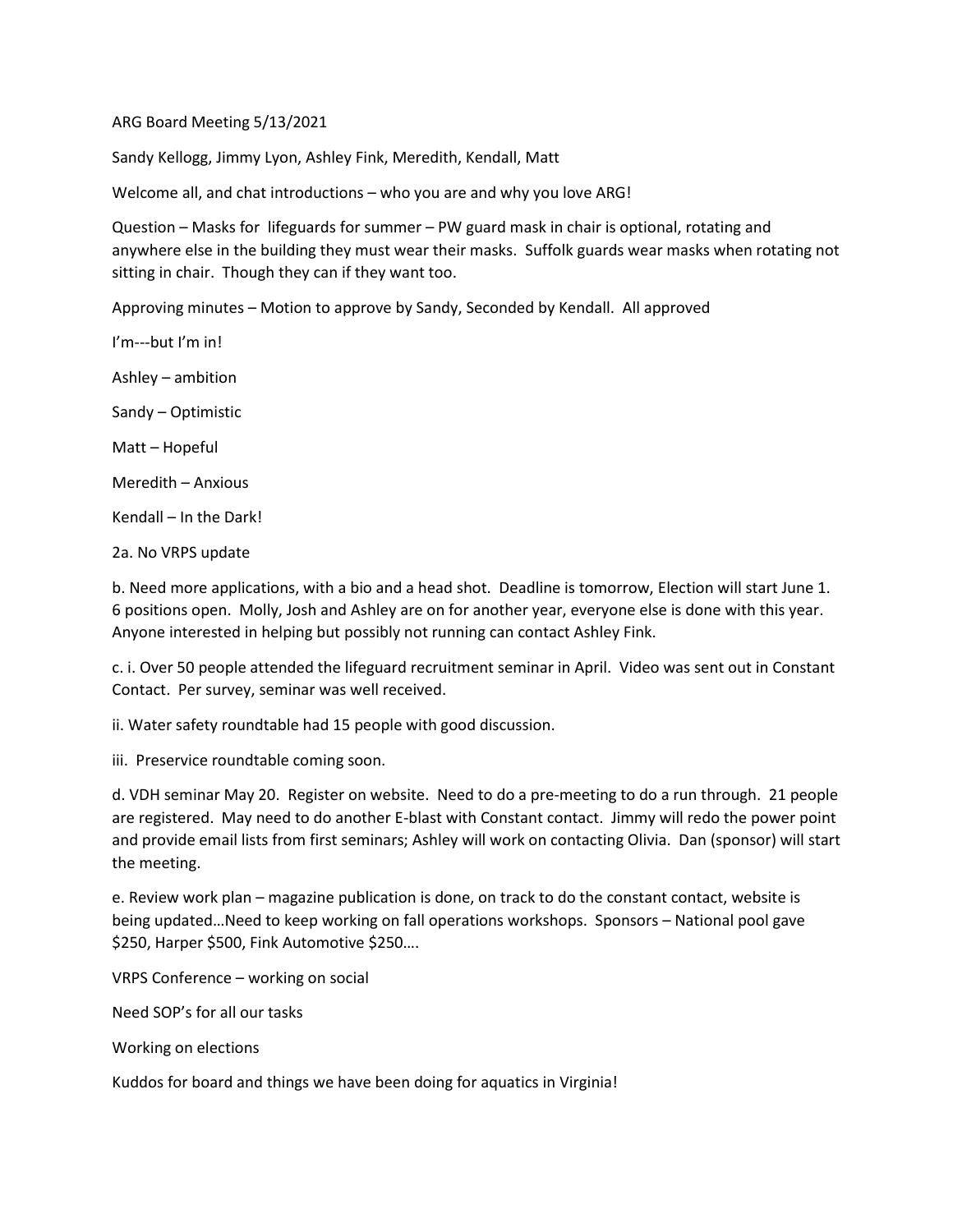ARG Board Meeting 5/13/2021

Sandy Kellogg, Jimmy Lyon, Ashley Fink, Meredith, Kendall, Matt

Welcome all, and chat introductions – who you are and why you love ARG!

Question – Masks for lifeguards for summer – PW guard mask in chair is optional, rotating and anywhere else in the building they must wear their masks. Suffolk guards wear masks when rotating not sitting in chair. Though they can if they want too.

Approving minutes – Motion to approve by Sandy, Seconded by Kendall. All approved

I'm---but I'm in!

Ashley – ambition

Sandy – Optimistic

Matt – Hopeful

Meredith – Anxious

Kendall – In the Dark!

2a. No VRPS update

b. Need more applications, with a bio and a head shot. Deadline is tomorrow, Election will start June 1. 6 positions open. Molly, Josh and Ashley are on for another year, everyone else is done with this year. Anyone interested in helping but possibly not running can contact Ashley Fink.

c. i. Over 50 people attended the lifeguard recruitment seminar in April. Video was sent out in Constant Contact. Per survey, seminar was well received.

ii. Water safety roundtable had 15 people with good discussion.

iii. Preservice roundtable coming soon.

d. VDH seminar May 20. Register on website. Need to do a pre-meeting to do a run through. 21 people are registered. May need to do another E-blast with Constant contact. Jimmy will redo the power point and provide email lists from first seminars; Ashley will work on contacting Olivia. Dan (sponsor) will start the meeting.

e. Review work plan – magazine publication is done, on track to do the constant contact, website is being updated…Need to keep working on fall operations workshops. Sponsors – National pool gave $250, Harper $500, Fink Automotive $250….

VRPS Conference – working on social

Need SOP's for all our tasks

Working on elections

Kuddos for board and things we have been doing for aquatics in Virginia!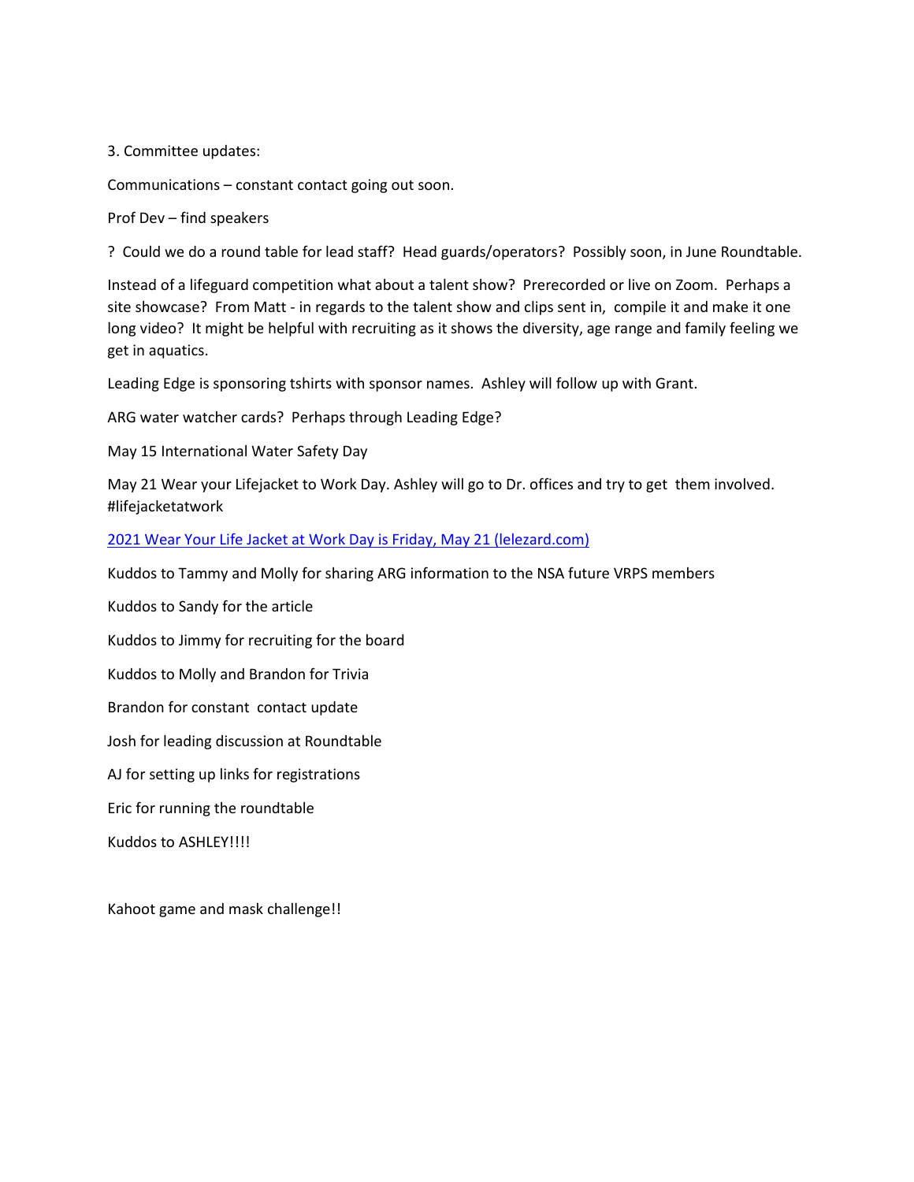3. Committee updates:

Communications – constant contact going out soon.

Prof Dev – find speakers

? Could we do a round table for lead staff? Head guards/operators? Possibly soon, in June Roundtable.

Instead of a lifeguard competition what about a talent show? Prerecorded or live on Zoom. Perhaps a site showcase? From Matt - in regards to the talent show and clips sent in, compile it and make it one long video? It might be helpful with recruiting as it shows the diversity, age range and family feeling we get in aquatics.

Leading Edge is sponsoring tshirts with sponsor names. Ashley will follow up with Grant.

ARG water watcher cards? Perhaps through Leading Edge?

May 15 International Water Safety Day

May 21 Wear your Lifejacket to Work Day. Ashley will go to Dr. offices and try to get them involved. #lifejacketatwork

[2021 Wear Your Life Jacket at Work Day is Friday, May 21 (lelezard.com)]

Kuddos to Tammy and Molly for sharing ARG information to the NSA future VRPS members

Kuddos to Sandy for the article

Kuddos to Jimmy for recruiting for the board

Kuddos to Molly and Brandon for Trivia

Brandon for constant contact update

Josh for leading discussion at Roundtable

AJ for setting up links for registrations

Eric for running the roundtable

Kuddos to ASHLEY!!!!

Kahoot game and mask challenge!!